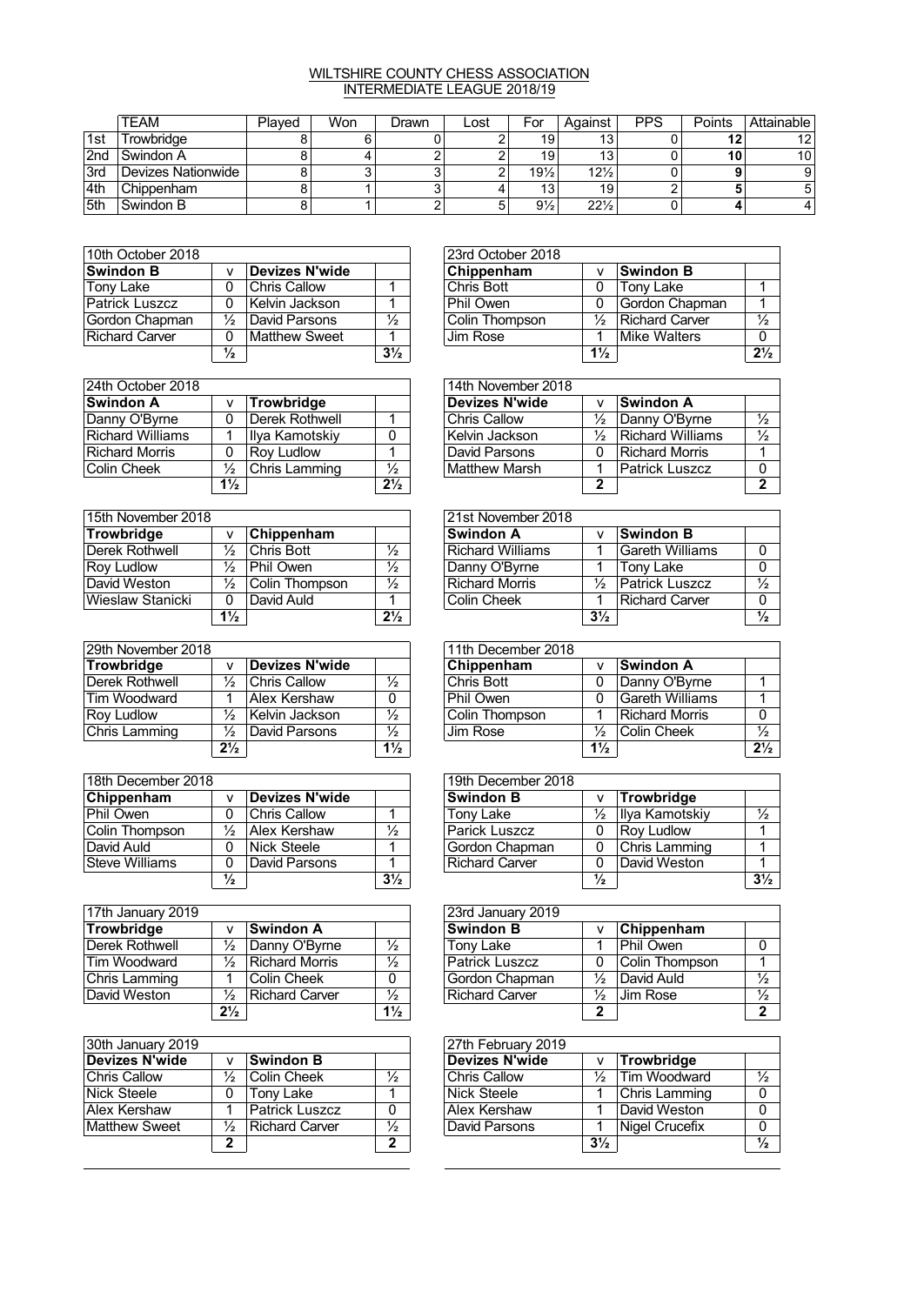# WILTSHIRE COUNTY CHESS ASSOCIATION
## INTERMEDIATE LEAGUE 2018/19

| | TEAM | Played | Won | Drawn | Lost | For | Against | PPS | Points | Attainable |
|---|---|---|---|---|---|---|---|---|---|---|
| 1st | Trowbridge | 8 | 6 | 0 | 2 | 19 | 13 | 0 | **12** | 12 |
| 2nd | Swindon A | 8 | 4 | 2 | 2 | 19 | 13 | 0 | **10** | 10 |
| 3rd | Devizes Nationwide | 8 | 3 | 3 | 2 | 19½ | 12½ | 0 | **9** | 9 |
| 4th | Chippenham | 8 | 1 | 3 | 4 | 13 | 19 | 2 | **5** | 5 |
| 5th | Swindon B | 8 | 1 | 2 | 5 | 9½ | 22½ | 0 | **4** | 4 |

| 10th October 2018 | | | |
|---|---|---|---|
| **Swindon B** | v | **Devizes N'wide** | |
| Tony Lake | 0 | Chris Callow | 1 |
| Patrick Luszcz | 0 | Kelvin Jackson | 1 |
| Gordon Chapman | ½ | David Parsons | ½ |
| Richard Carver | 0 | Matthew Sweet | 1 |
| | **½** | | **3½** |

| 23rd October 2018 | | | |
|---|---|---|---|
| **Chippenham** | v | **Swindon B** | |
| Chris Bott | 0 | Tony Lake | 1 |
| Phil Owen | 0 | Gordon Chapman | 1 |
| Colin Thompson | ½ | Richard Carver | ½ |
| Jim Rose | 1 | Mike Walters | 0 |
| | **1½** | | **2½** |

| 24th October 2018 | | | |
|---|---|---|---|
| **Swindon A** | v | **Trowbridge** | |
| Danny O'Byrne | 0 | Derek Rothwell | 1 |
| Richard Williams | 1 | Ilya Kamotskiy | 0 |
| Richard Morris | 0 | Roy Ludlow | 1 |
| Colin Cheek | ½ | Chris Lamming | ½ |
| | **1½** | | **2½** |

| 14th November 2018 | | | |
|---|---|---|---|
| **Devizes N'wide** | v | **Swindon A** | |
| Chris Callow | ½ | Danny O'Byrne | ½ |
| Kelvin Jackson | ½ | Richard Williams | ½ |
| David Parsons | 0 | Richard Morris | 1 |
| Matthew Marsh | 1 | Patrick Luszcz | 0 |
| | **2** | | **2** |

| 15th November 2018 | | | |
|---|---|---|---|
| **Trowbridge** | v | **Chippenham** | |
| Derek Rothwell | ½ | Chris Bott | ½ |
| Roy Ludlow | ½ | Phil Owen | ½ |
| David Weston | ½ | Colin Thompson | ½ |
| Wieslaw Stanicki | 0 | David Auld | 1 |
| | **1½** | | **2½** |

| 21st November 2018 | | | |
|---|---|---|---|
| **Swindon A** | v | **Swindon B** | |
| Richard Williams | 1 | Gareth Williams | 0 |
| Danny O'Byrne | 1 | Tony Lake | 0 |
| Richard Morris | ½ | Patrick Luszcz | ½ |
| Colin Cheek | 1 | Richard Carver | 0 |
| | **3½** | | **½** |

| 29th November 2018 | | | |
|---|---|---|---|
| **Trowbridge** | v | **Devizes N'wide** | |
| Derek Rothwell | ½ | Chris Callow | ½ |
| Tim Woodward | 1 | Alex Kershaw | 0 |
| Roy Ludlow | ½ | Kelvin Jackson | ½ |
| Chris Lamming | ½ | David Parsons | ½ |
| | **2½** | | **1½** |

| 11th December 2018 | | | |
|---|---|---|---|
| **Chippenham** | v | **Swindon A** | |
| Chris Bott | 0 | Danny O'Byrne | 1 |
| Phil Owen | 0 | Gareth Williams | 1 |
| Colin Thompson | 1 | Richard Morris | 0 |
| Jim Rose | ½ | Colin Cheek | ½ |
| | **1½** | | **2½** |

| 18th December 2018 | | | |
|---|---|---|---|
| **Chippenham** | v | **Devizes N'wide** | |
| Phil Owen | 0 | Chris Callow | 1 |
| Colin Thompson | ½ | Alex Kershaw | ½ |
| David Auld | 0 | Nick Steele | 1 |
| Steve Williams | 0 | David Parsons | 1 |
| | **½** | | **3½** |

| 19th December 2018 | | | |
|---|---|---|---|
| **Swindon B** | v | **Trowbridge** | |
| Tony Lake | ½ | Ilya Kamotskiy | ½ |
| Parick Luszcz | 0 | Roy Ludlow | 1 |
| Gordon Chapman | 0 | Chris Lamming | 1 |
| Richard Carver | 0 | David Weston | 1 |
| | **½** | | **3½** |

| 17th January 2019 | | | |
|---|---|---|---|
| **Trowbridge** | v | **Swindon A** | |
| Derek Rothwell | ½ | Danny O'Byrne | ½ |
| Tim Woodward | ½ | Richard Morris | ½ |
| Chris Lamming | 1 | Colin Cheek | 0 |
| David Weston | ½ | Richard Carver | ½ |
| | **2½** | | **1½** |

| 23rd January 2019 | | | |
|---|---|---|---|
| **Swindon B** | v | **Chippenham** | |
| Tony Lake | 1 | Phil Owen | 0 |
| Patrick Luszcz | 0 | Colin Thompson | 1 |
| Gordon Chapman | ½ | David Auld | ½ |
| Richard Carver | ½ | Jim Rose | ½ |
| | **2** | | **2** |

| 30th January 2019 | | | |
|---|---|---|---|
| **Devizes N'wide** | v | **Swindon B** | |
| Chris Callow | ½ | Colin Cheek | ½ |
| Nick Steele | 0 | Tony Lake | 1 |
| Alex Kershaw | 1 | Patrick Luszcz | 0 |
| Matthew Sweet | ½ | Richard Carver | ½ |
| | **2** | | **2** |

| 27th February 2019 | | | |
|---|---|---|---|
| **Devizes N'wide** | v | **Trowbridge** | |
| Chris Callow | ½ | Tim Woodward | ½ |
| Nick Steele | 1 | Chris Lamming | 0 |
| Alex Kershaw | 1 | David Weston | 0 |
| David Parsons | 1 | Nigel Crucefix | 0 |
| | **3½** | | **½** |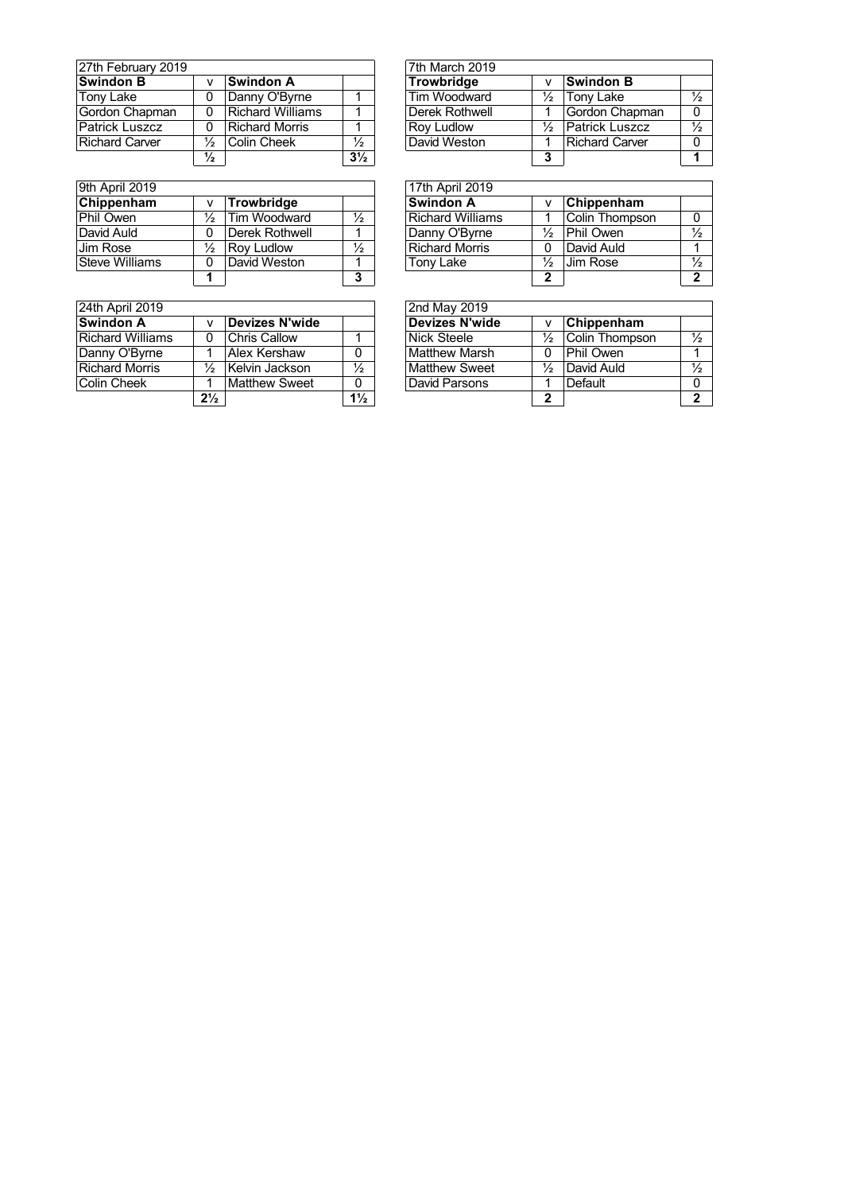| 27th February 2019 | | | |
|---|---|---|---|
| **Swindon B** | v | **Swindon A** | |
| Tony Lake | 0 | Danny O'Byrne | 1 |
| Gordon Chapman | 0 | Richard Williams | 1 |
| Patrick Luszcz | 0 | Richard Morris | 1 |
| Richard Carver | ½ | Colin Cheek | ½ |
| | **½** | | **3½** |

| 7th March 2019 | | | |
|---|---|---|---|
| **Trowbridge** | v | **Swindon B** | |
| Tim Woodward | ½ | Tony Lake | ½ |
| Derek Rothwell | 1 | Gordon Chapman | 0 |
| Roy Ludlow | ½ | Patrick Luszcz | ½ |
| David Weston | 1 | Richard Carver | 0 |
| | **3** | | **1** |

| 9th April 2019 | | | |
|---|---|---|---|
| **Chippenham** | v | **Trowbridge** | |
| Phil Owen | ½ | Tim Woodward | ½ |
| David Auld | 0 | Derek Rothwell | 1 |
| Jim Rose | ½ | Roy Ludlow | ½ |
| Steve Williams | 0 | David Weston | 1 |
| | **1** | | **3** |

| 17th April 2019 | | | |
|---|---|---|---|
| **Swindon A** | v | **Chippenham** | |
| Richard Williams | 1 | Colin Thompson | 0 |
| Danny O'Byrne | ½ | Phil Owen | ½ |
| Richard Morris | 0 | David Auld | 1 |
| Tony Lake | ½ | Jim Rose | ½ |
| | **2** | | **2** |

| 24th April 2019 | | | |
|---|---|---|---|
| **Swindon A** | v | **Devizes N'wide** | |
| Richard Williams | 0 | Chris Callow | 1 |
| Danny O'Byrne | 1 | Alex Kershaw | 0 |
| Richard Morris | ½ | Kelvin Jackson | ½ |
| Colin Cheek | 1 | Matthew Sweet | 0 |
| | **2½** | | **1½** |

| 2nd May 2019 | | | |
|---|---|---|---|
| **Devizes N'wide** | v | **Chippenham** | |
| Nick Steele | ½ | Colin Thompson | ½ |
| Matthew Marsh | 0 | Phil Owen | 1 |
| Matthew Sweet | ½ | David Auld | ½ |
| David Parsons | 1 | Default | 0 |
| | **2** | | **2** |